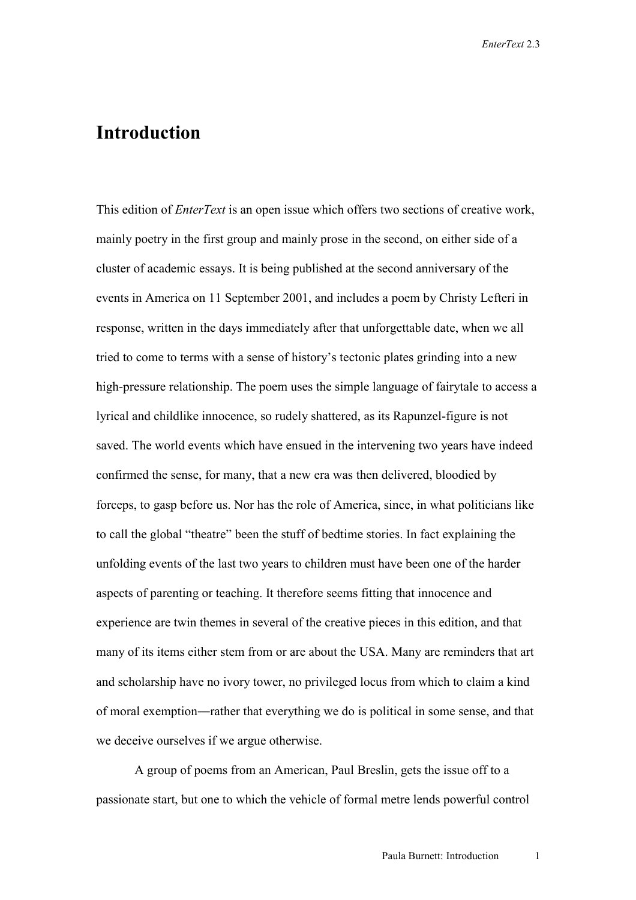# Introduction

This edition of *EnterText* is an open issue which offers two sections of creative work, mainly poetry in the first group and mainly prose in the second, on either side of a cluster of academic essays. It is being published at the second anniversary of the events in America on 11 September 2001, and includes a poem by Christy Lefteri in response, written in the days immediately after that unforgettable date, when we all tried to come to terms with a sense of history's tectonic plates grinding into a new high-pressure relationship. The poem uses the simple language of fairytale to access a lyrical and childlike innocence, so rudely shattered, as its Rapunzel-figure is not saved. The world events which have ensued in the intervening two years have indeed confirmed the sense, for many, that a new era was then delivered, bloodied by forceps, to gasp before us. Nor has the role of America, since, in what politicians like to call the global "theatre" been the stuff of bedtime stories. In fact explaining the unfolding events of the last two years to children must have been one of the harder aspects of parenting or teaching. It therefore seems fitting that innocence and experience are twin themes in several of the creative pieces in this edition, and that many of its items either stem from or are about the USA. Many are reminders that art and scholarship have no ivory tower, no privileged locus from which to claim a kind of moral exemption—rather that everything we do is political in some sense, and that we deceive ourselves if we argue otherwise.

A group of poems from an American, Paul Breslin, gets the issue off to a passionate start, but one to which the vehicle of formal metre lends powerful control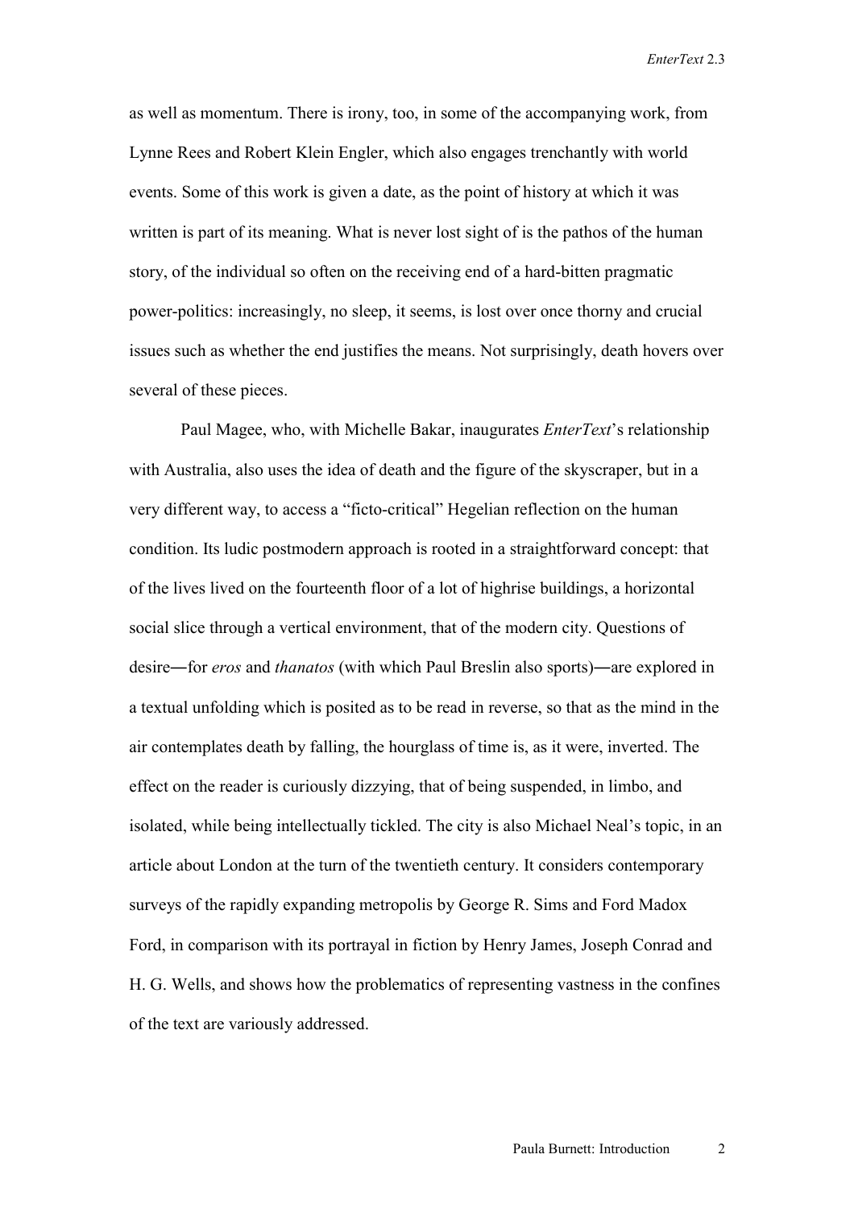as well as momentum. There is irony, too, in some of the accompanying work, from Lynne Rees and Robert Klein Engler, which also engages trenchantly with world events. Some of this work is given a date, as the point of history at which it was written is part of its meaning. What is never lost sight of is the pathos of the human story, of the individual so often on the receiving end of a hard-bitten pragmatic power-politics: increasingly, no sleep, it seems, is lost over once thorny and crucial issues such as whether the end justifies the means. Not surprisingly, death hovers over several of these pieces.

Paul Magee, who, with Michelle Bakar, inaugurates *EnterText*'s relationship with Australia, also uses the idea of death and the figure of the skyscraper, but in a very different way, to access a "ficto-critical" Hegelian reflection on the human condition. Its ludic postmodern approach is rooted in a straightforward concept: that of the lives lived on the fourteenth floor of a lot of highrise buildings, a horizontal social slice through a vertical environment, that of the modern city. Questions of desire—for *eros* and *thanatos* (with which Paul Breslin also sports)—are explored in a textual unfolding which is posited as to be read in reverse, so that as the mind in the air contemplates death by falling, the hourglass of time is, as it were, inverted. The effect on the reader is curiously dizzying, that of being suspended, in limbo, and isolated, while being intellectually tickled. The city is also Michael Neal's topic, in an article about London at the turn of the twentieth century. It considers contemporary surveys of the rapidly expanding metropolis by George R. Sims and Ford Madox Ford, in comparison with its portrayal in fiction by Henry James, Joseph Conrad and H. G. Wells, and shows how the problematics of representing vastness in the confines of the text are variously addressed.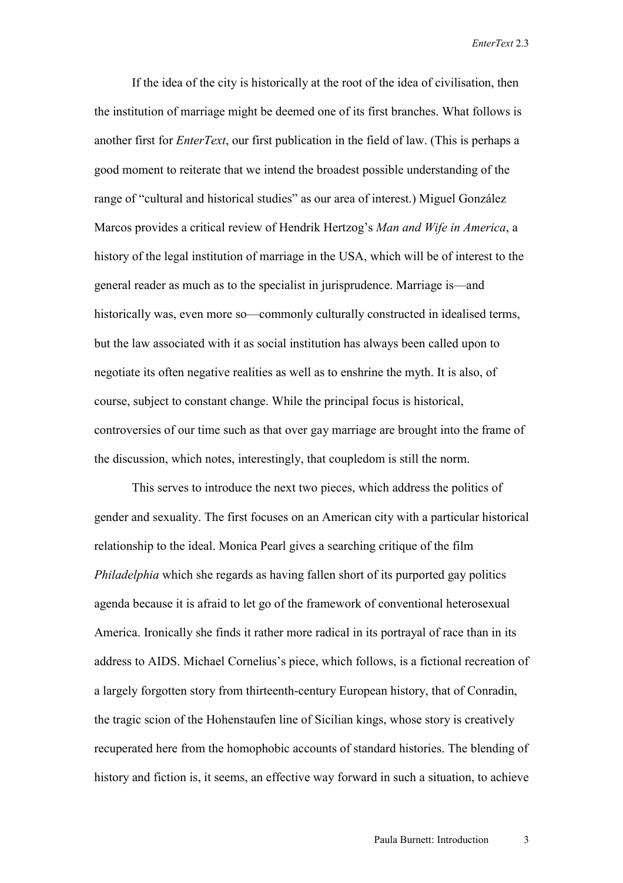If the idea of the city is historically at the root of the idea of civilisation, then the institution of marriage might be deemed one of its first branches. What follows is another first for *EnterText*, our first publication in the field of law. (This is perhaps a good moment to reiterate that we intend the broadest possible understanding of the range of "cultural and historical studies" as our area of interest.) Miguel González Marcos provides a critical review of Hendrik Hertzog's *Man and Wife in America*, a history of the legal institution of marriage in the USA, which will be of interest to the general reader as much as to the specialist in jurisprudence. Marriage is—and historically was, even more so—commonly culturally constructed in idealised terms, but the law associated with it as social institution has always been called upon to negotiate its often negative realities as well as to enshrine the myth. It is also, of course, subject to constant change. While the principal focus is historical, controversies of our time such as that over gay marriage are brought into the frame of the discussion, which notes, interestingly, that coupledom is still the norm.

This serves to introduce the next two pieces, which address the politics of gender and sexuality. The first focuses on an American city with a particular historical relationship to the ideal. Monica Pearl gives a searching critique of the film *Philadelphia* which she regards as having fallen short of its purported gay politics agenda because it is afraid to let go of the framework of conventional heterosexual America. Ironically she finds it rather more radical in its portrayal of race than in its address to AIDS. Michael Cornelius's piece, which follows, is a fictional recreation of a largely forgotten story from thirteenth-century European history, that of Conradin, the tragic scion of the Hohenstaufen line of Sicilian kings, whose story is creatively recuperated here from the homophobic accounts of standard histories. The blending of history and fiction is, it seems, an effective way forward in such a situation, to achieve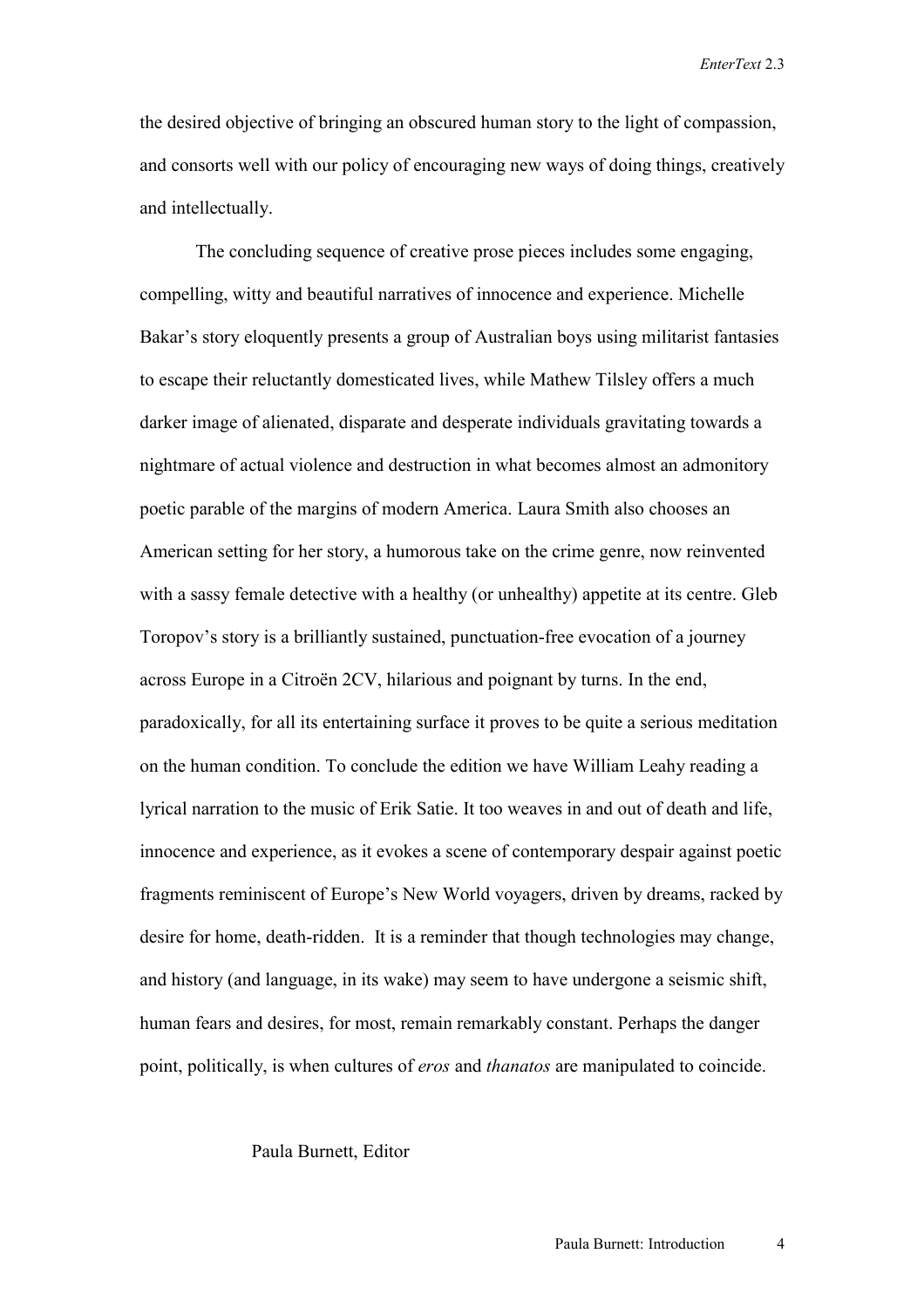the desired objective of bringing an obscured human story to the light of compassion, and consorts well with our policy of encouraging new ways of doing things, creatively and intellectually.

The concluding sequence of creative prose pieces includes some engaging, compelling, witty and beautiful narratives of innocence and experience. Michelle Bakar's story eloquently presents a group of Australian boys using militarist fantasies to escape their reluctantly domesticated lives, while Mathew Tilsley offers a much darker image of alienated, disparate and desperate individuals gravitating towards a nightmare of actual violence and destruction in what becomes almost an admonitory poetic parable of the margins of modern America. Laura Smith also chooses an American setting for her story, a humorous take on the crime genre, now reinvented with a sassy female detective with a healthy (or unhealthy) appetite at its centre. Gleb Toropov's story is a brilliantly sustained, punctuation-free evocation of a journey across Europe in a Citroën 2CV, hilarious and poignant by turns. In the end, paradoxically, for all its entertaining surface it proves to be quite a serious meditation on the human condition. To conclude the edition we have William Leahy reading a lyrical narration to the music of Erik Satie. It too weaves in and out of death and life, innocence and experience, as it evokes a scene of contemporary despair against poetic fragments reminiscent of Europe's New World voyagers, driven by dreams, racked by desire for home, death-ridden. It is a reminder that though technologies may change, and history (and language, in its wake) may seem to have undergone a seismic shift, human fears and desires, for most, remain remarkably constant. Perhaps the danger point, politically, is when cultures of *eros* and *thanatos* are manipulated to coincide.

Paula Burnett, Editor